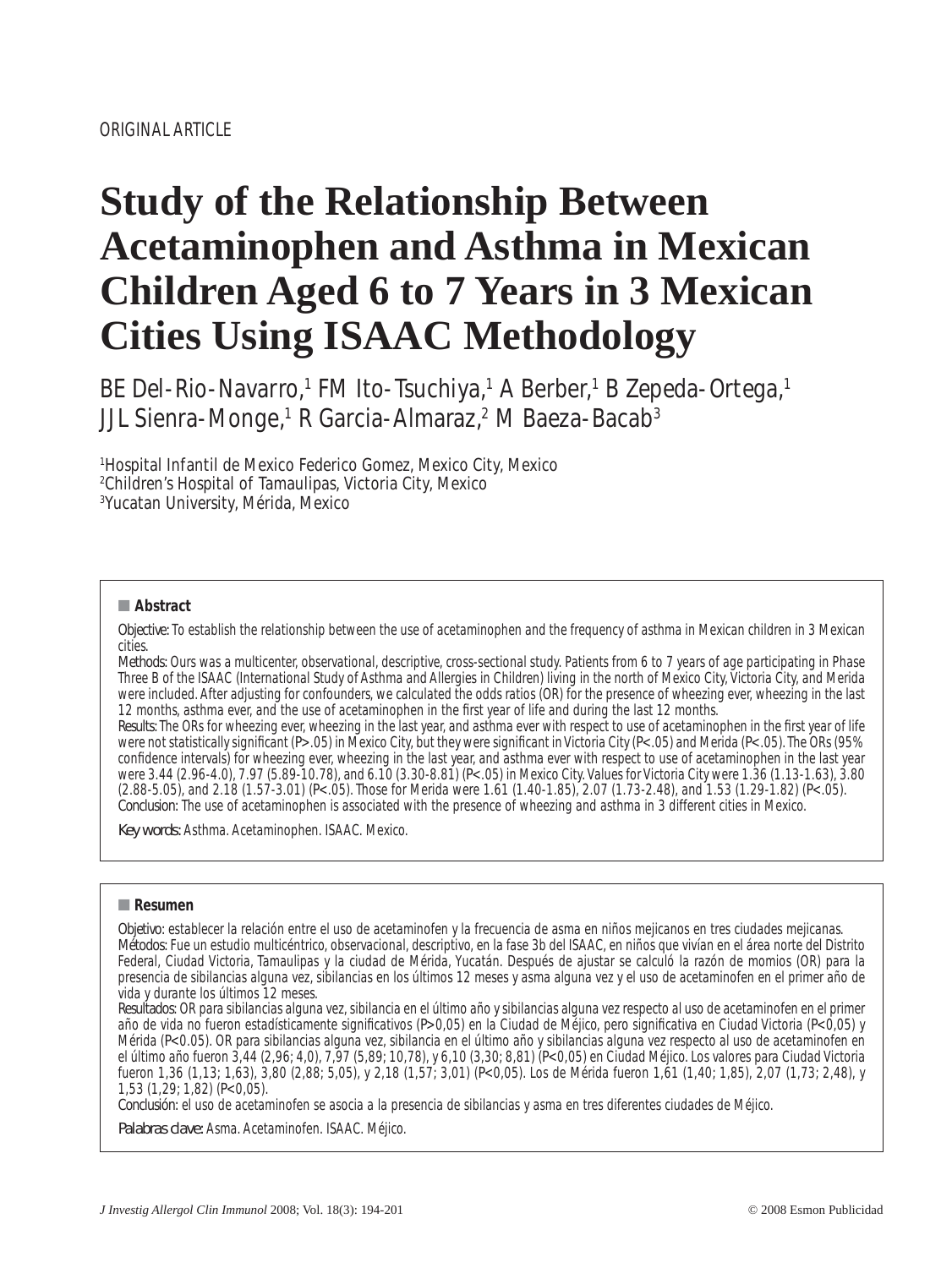ORIGINAL ARTICLE

# Study of the Relationship Between Acetaminophen and Asthma in Mexican Children Aged 6 to 7 Years in 3 Mexican Cities Using ISAAC Methodology

BE Del-Rio-Navarro,[1] FM Ito-Tsuchiya,[1] A Berber,[1] B Zepeda-Ortega,[1] JJL Sienra-Monge,[1] R Garcia-Almaraz,[2] M Baeza-Bacab[3]

[1]Hospital Infantil de Mexico Federico Gomez, Mexico City, Mexico
[2]Children's Hospital of Tamaulipas, Victoria City, Mexico
[3]Yucatan University, Mérida, Mexico

## Abstract

*Objective:* To establish the relationship between the use of acetaminophen and the frequency of asthma in Mexican children in 3 Mexican cities.

*Methods:* Ours was a multicenter, observational, descriptive, cross-sectional study. Patients from 6 to 7 years of age participating in Phase Three B of the ISAAC (International Study of Asthma and Allergies in Children) living in the north of Mexico City, Victoria City, and Merida were included. After adjusting for confounders, we calculated the odds ratios (OR) for the presence of wheezing ever, wheezing in the last 12 months, asthma ever, and the use of acetaminophen in the first year of life and during the last 12 months.

*Results:* The ORs for wheezing ever, wheezing in the last year, and asthma ever with respect to use of acetaminophen in the first year of life were not statistically significant ($P>.05$) in Mexico City, but they were significant in Victoria City ($P<.05$) and Merida ($P<.05$). The ORs (95% confidence intervals) for wheezing ever, wheezing in the last year, and asthma ever with respect to use of acetaminophen in the last year were 3.44 (2.96-4.0), 7.97 (5.89-10.78), and 6.10 (3.30-8.81) ($P<.05$) in Mexico City. Values for Victoria City were 1.36 (1.13-1.63), 3.80 (2.88-5.05), and 2.18 (1.57-3.01) ($P<.05$). Those for Merida were 1.61 (1.40-1.85), 2.07 (1.73-2.48), and 1.53 (1.29-1.82) ($P<.05$).

*Conclusion:* The use of acetaminophen is associated with the presence of wheezing and asthma in 3 different cities in Mexico.

*Key words:* Asthma. Acetaminophen. ISAAC. Mexico.

## Resumen

*Objetivo:* establecer la relación entre el uso de acetaminofen y la frecuencia de asma en niños mejicanos en tres ciudades mejicanas.

*Métodos:* Fue un estudio multicéntrico, observacional, descriptivo, en la fase 3b del ISAAC, en niños que vivían en el área norte del Distrito Federal, Ciudad Victoria, Tamaulipas y la ciudad de Mérida, Yucatán. Después de ajustar se calculó la razón de momios (OR) para la presencia de sibilancias alguna vez, sibilancias en los últimos 12 meses y asma alguna vez y el uso de acetaminofen en el primer año de vida y durante los últimos 12 meses.

*Resultados:* OR para sibilancias alguna vez, sibilancia en el último año y sibilancias alguna vez respecto al uso de acetaminofen en el primer año de vida no fueron estadísticamente significativos ($P>0,05$) en la Ciudad de Méjico, pero significativa en Ciudad Victoria ($P<0,05$) y Mérida ($P<0.05$). OR para sibilancias alguna vez, sibilancia en el último año y sibilancias alguna vez respecto al uso de acetaminofen en el último año fueron 3,44 (2,96; 4,0), 7,97 (5,89; 10,78), y 6,10 (3,30; 8,81) ($P<0,05$) en Ciudad Méjico. Los valores para Ciudad Victoria fueron 1,36 (1,13; 1,63), 3,80 (2,88; 5,05), y 2,18 (1,57; 3,01) ($P<0,05$). Los de Mérida fueron 1,61 (1,40; 1,85), 2,07 (1,73; 2,48), y 1,53 (1,29; 1,82) ($P<0,05$).

*Conclusión:* el uso de acetaminofen se asocia a la presencia de sibilancias y asma en tres diferentes ciudades de Méjico.

*Palabras clave:* Asma. Acetaminofen. ISAAC. Méjico.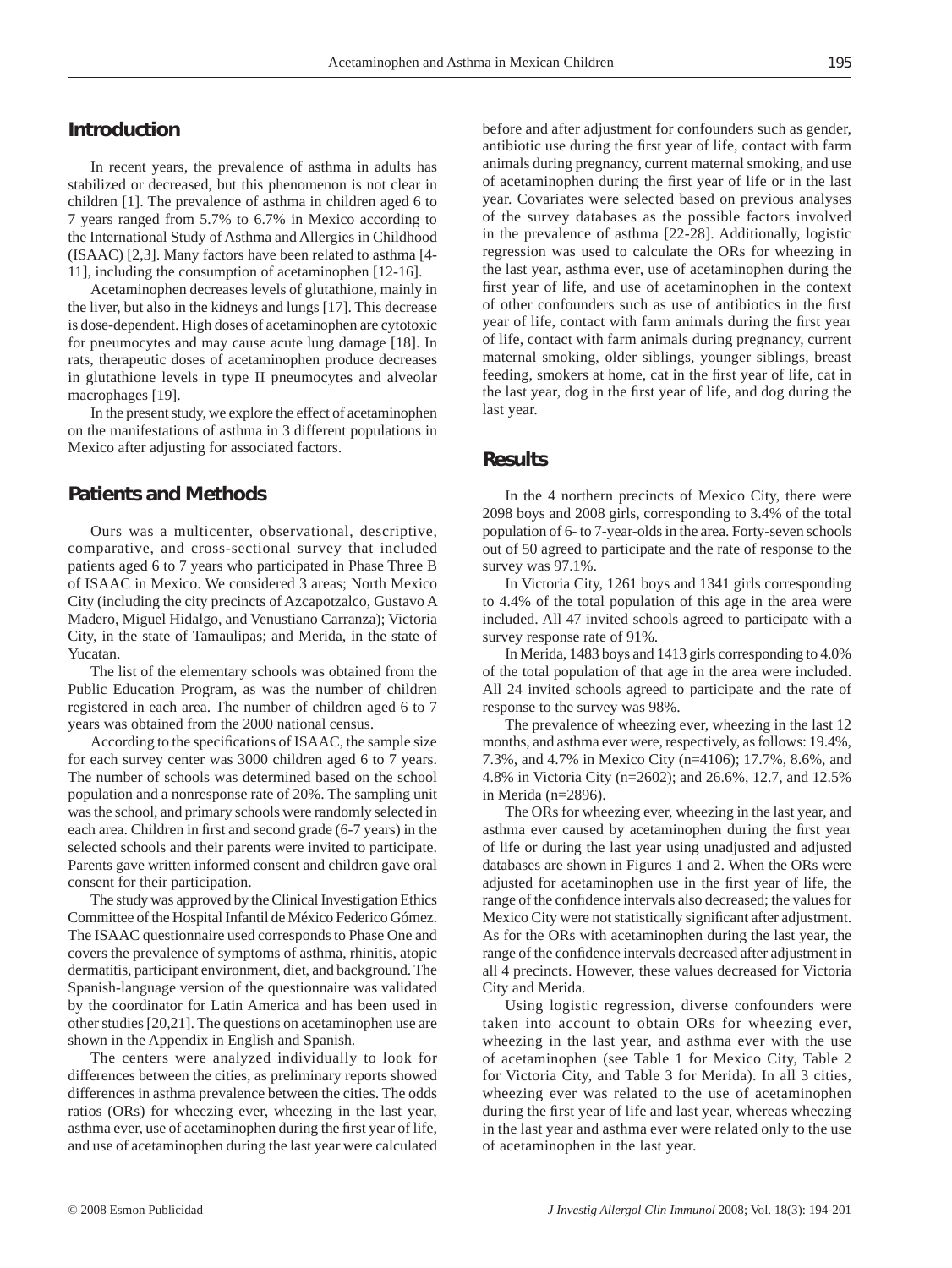## Introduction

In recent years, the prevalence of asthma in adults has stabilized or decreased, but this phenomenon is not clear in children [1]. The prevalence of asthma in children aged 6 to 7 years ranged from 5.7% to 6.7% in Mexico according to the International Study of Asthma and Allergies in Childhood (ISAAC) [2,3]. Many factors have been related to asthma [4-11], including the consumption of acetaminophen [12-16].

Acetaminophen decreases levels of glutathione, mainly in the liver, but also in the kidneys and lungs [17]. This decrease is dose-dependent. High doses of acetaminophen are cytotoxic for pneumocytes and may cause acute lung damage [18]. In rats, therapeutic doses of acetaminophen produce decreases in glutathione levels in type II pneumocytes and alveolar macrophages [19].

In the present study, we explore the effect of acetaminophen on the manifestations of asthma in 3 different populations in Mexico after adjusting for associated factors.

## Patients and Methods

Ours was a multicenter, observational, descriptive, comparative, and cross-sectional survey that included patients aged 6 to 7 years who participated in Phase Three B of ISAAC in Mexico. We considered 3 areas; North Mexico City (including the city precincts of Azcapotzalco, Gustavo A Madero, Miguel Hidalgo, and Venustiano Carranza); Victoria City, in the state of Tamaulipas; and Merida, in the state of Yucatan.

The list of the elementary schools was obtained from the Public Education Program, as was the number of children registered in each area. The number of children aged 6 to 7 years was obtained from the 2000 national census.

According to the specifications of ISAAC, the sample size for each survey center was 3000 children aged 6 to 7 years. The number of schools was determined based on the school population and a nonresponse rate of 20%. The sampling unit was the school, and primary schools were randomly selected in each area. Children in first and second grade (6-7 years) in the selected schools and their parents were invited to participate. Parents gave written informed consent and children gave oral consent for their participation.

The study was approved by the Clinical Investigation Ethics Committee of the Hospital Infantil de México Federico Gómez. The ISAAC questionnaire used corresponds to Phase One and covers the prevalence of symptoms of asthma, rhinitis, atopic dermatitis, participant environment, diet, and background. The Spanish-language version of the questionnaire was validated by the coordinator for Latin America and has been used in other studies [20,21]. The questions on acetaminophen use are shown in the Appendix in English and Spanish.

The centers were analyzed individually to look for differences between the cities, as preliminary reports showed differences in asthma prevalence between the cities. The odds ratios (ORs) for wheezing ever, wheezing in the last year, asthma ever, use of acetaminophen during the first year of life, and use of acetaminophen during the last year were calculated before and after adjustment for confounders such as gender, antibiotic use during the first year of life, contact with farm animals during pregnancy, current maternal smoking, and use of acetaminophen during the first year of life or in the last year. Covariates were selected based on previous analyses of the survey databases as the possible factors involved in the prevalence of asthma [22-28]. Additionally, logistic regression was used to calculate the ORs for wheezing in the last year, asthma ever, use of acetaminophen during the first year of life, and use of acetaminophen in the context of other confounders such as use of antibiotics in the first year of life, contact with farm animals during the first year of life, contact with farm animals during pregnancy, current maternal smoking, older siblings, younger siblings, breast feeding, smokers at home, cat in the first year of life, cat in the last year, dog in the first year of life, and dog during the last year.

## Results

In the 4 northern precincts of Mexico City, there were 2098 boys and 2008 girls, corresponding to 3.4% of the total population of 6- to 7-year-olds in the area. Forty-seven schools out of 50 agreed to participate and the rate of response to the survey was 97.1%.

In Victoria City, 1261 boys and 1341 girls corresponding to 4.4% of the total population of this age in the area were included. All 47 invited schools agreed to participate with a survey response rate of 91%.

In Merida, 1483 boys and 1413 girls corresponding to 4.0% of the total population of that age in the area were included. All 24 invited schools agreed to participate and the rate of response to the survey was 98%.

The prevalence of wheezing ever, wheezing in the last 12 months, and asthma ever were, respectively, as follows: 19.4%, 7.3%, and 4.7% in Mexico City (n=4106); 17.7%, 8.6%, and 4.8% in Victoria City (n=2602); and 26.6%, 12.7, and 12.5% in Merida (n=2896).

The ORs for wheezing ever, wheezing in the last year, and asthma ever caused by acetaminophen during the first year of life or during the last year using unadjusted and adjusted databases are shown in Figures 1 and 2. When the ORs were adjusted for acetaminophen use in the first year of life, the range of the confidence intervals also decreased; the values for Mexico City were not statistically significant after adjustment. As for the ORs with acetaminophen during the last year, the range of the confidence intervals decreased after adjustment in all 4 precincts. However, these values decreased for Victoria City and Merida.

Using logistic regression, diverse confounders were taken into account to obtain ORs for wheezing ever, wheezing in the last year, and asthma ever with the use of acetaminophen (see Table 1 for Mexico City, Table 2 for Victoria City, and Table 3 for Merida). In all 3 cities, wheezing ever was related to the use of acetaminophen during the first year of life and last year, whereas wheezing in the last year and asthma ever were related only to the use of acetaminophen in the last year.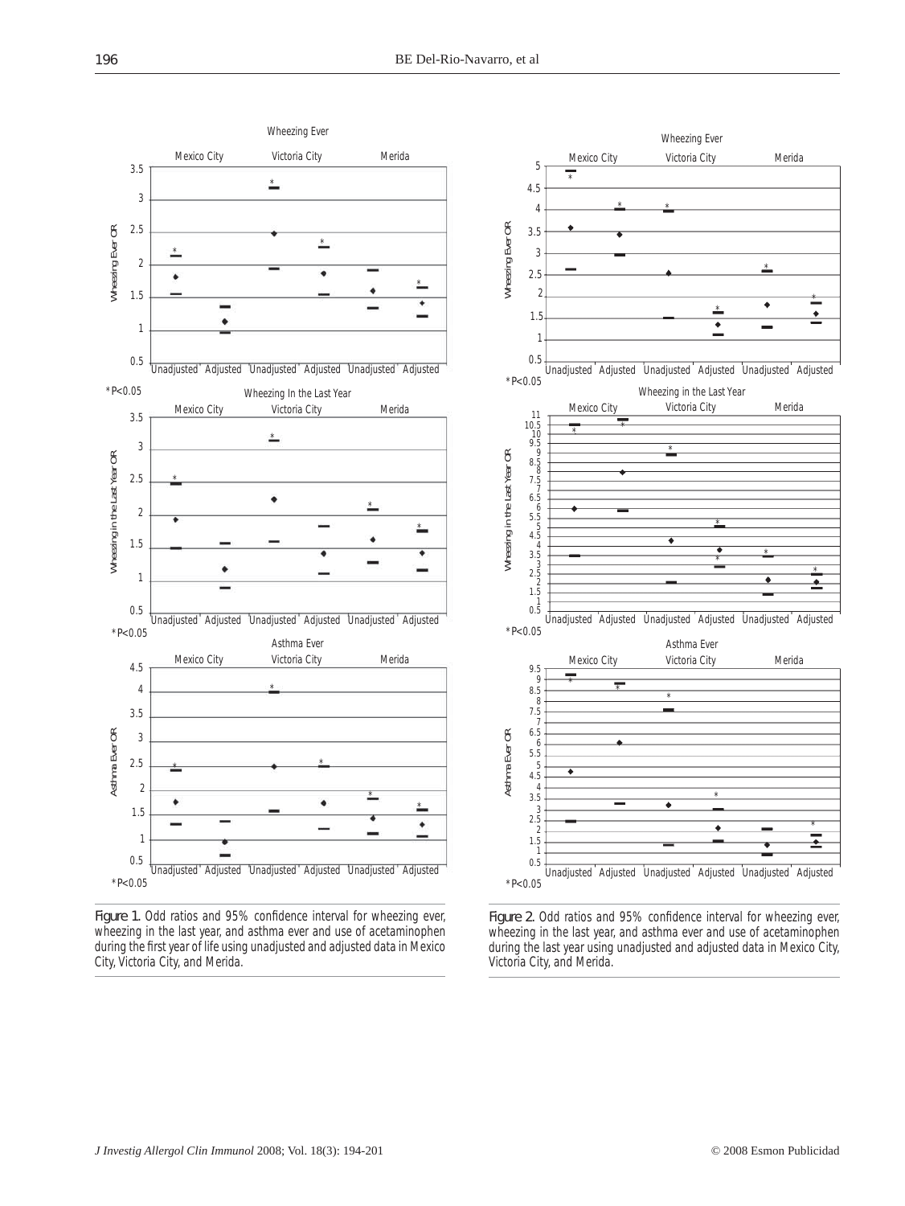Figure 1. Odd ratios and 95% confidence interval for wheezing ever, wheezing in the last year, and asthma ever and use of acetaminophen during the first year of life using unadjusted and adjusted data in Mexico City, Victoria City, and Merida.

Figure 2. Odd ratios and 95% confidence interval for wheezing ever, wheezing in the last year, and asthma ever and use of acetaminophen during the last year using unadjusted and adjusted data in Mexico City, Victoria City, and Merida.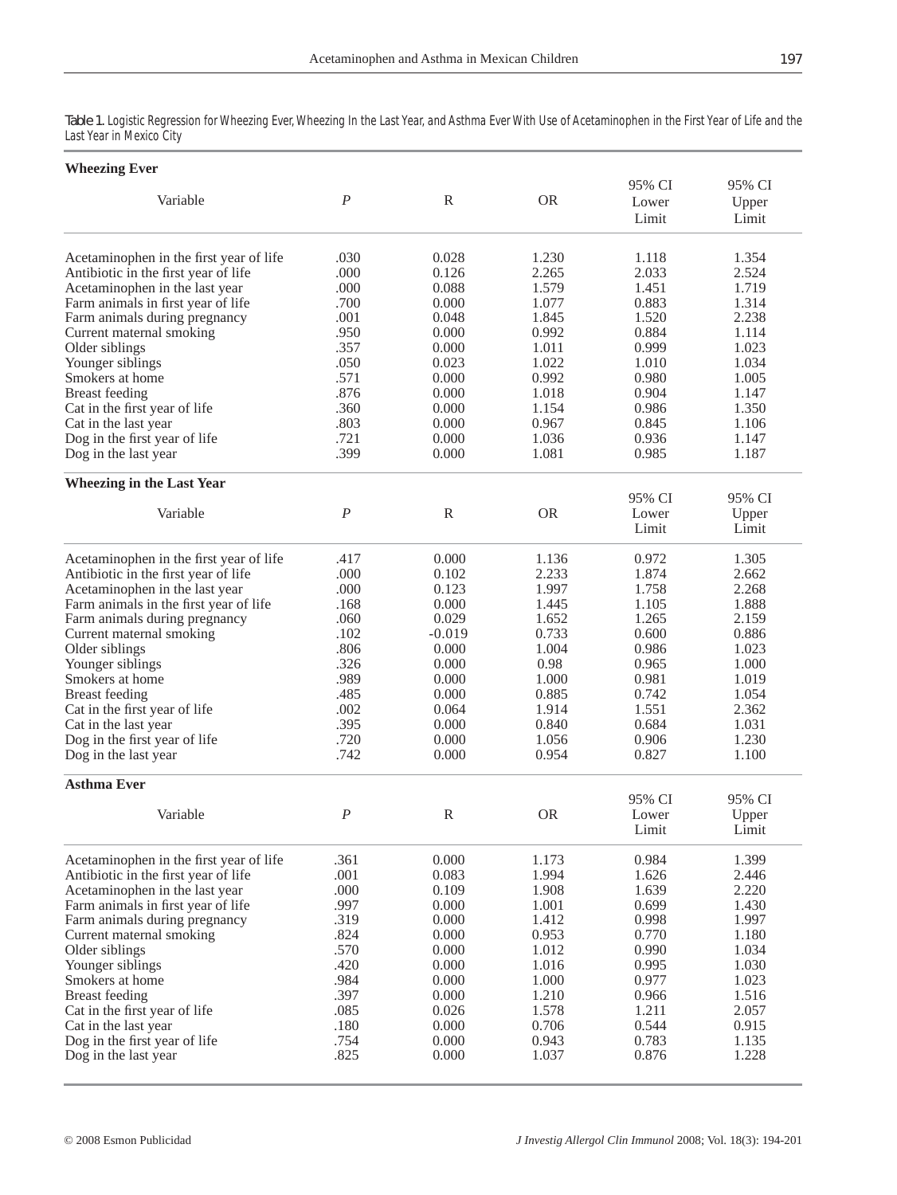Table 1. Logistic Regression for Wheezing Ever, Wheezing In the Last Year, and Asthma Ever With Use of Acetaminophen in the First Year of Life and the Last Year in Mexico City

**Wheezing Ever**

| Variable | *P* | R | OR | 95% CI Lower Limit | 95% CI Upper Limit |
|---|---|---|---|---|---|
| Acetaminophen in the first year of life | .030 | 0.028 | 1.230 | 1.118 | 1.354 |
| Antibiotic in the first year of life | .000 | 0.126 | 2.265 | 2.033 | 2.524 |
| Acetaminophen in the last year | .000 | 0.088 | 1.579 | 1.451 | 1.719 |
| Farm animals in first year of life | .700 | 0.000 | 1.077 | 0.883 | 1.314 |
| Farm animals during pregnancy | .001 | 0.048 | 1.845 | 1.520 | 2.238 |
| Current maternal smoking | .950 | 0.000 | 0.992 | 0.884 | 1.114 |
| Older siblings | .357 | 0.000 | 1.011 | 0.999 | 1.023 |
| Younger siblings | .050 | 0.023 | 1.022 | 1.010 | 1.034 |
| Smokers at home | .571 | 0.000 | 0.992 | 0.980 | 1.005 |
| Breast feeding | .876 | 0.000 | 1.018 | 0.904 | 1.147 |
| Cat in the first year of life | .360 | 0.000 | 1.154 | 0.986 | 1.350 |
| Cat in the last year | .803 | 0.000 | 0.967 | 0.845 | 1.106 |
| Dog in the first year of life | .721 | 0.000 | 1.036 | 0.936 | 1.147 |
| Dog in the last year | .399 | 0.000 | 1.081 | 0.985 | 1.187 |

**Wheezing in the Last Year**

| Variable | *P* | R | OR | 95% CI Lower Limit | 95% CI Upper Limit |
|---|---|---|---|---|---|
| Acetaminophen in the first year of life | .417 | 0.000 | 1.136 | 0.972 | 1.305 |
| Antibiotic in the first year of life | .000 | 0.102 | 2.233 | 1.874 | 2.662 |
| Acetaminophen in the last year | .000 | 0.123 | 1.997 | 1.758 | 2.268 |
| Farm animals in the first year of life | .168 | 0.000 | 1.445 | 1.105 | 1.888 |
| Farm animals during pregnancy | .060 | 0.029 | 1.652 | 1.265 | 2.159 |
| Current maternal smoking | .102 | -0.019 | 0.733 | 0.600 | 0.886 |
| Older siblings | .806 | 0.000 | 1.004 | 0.986 | 1.023 |
| Younger siblings | .326 | 0.000 | 0.98 | 0.965 | 1.000 |
| Smokers at home | .989 | 0.000 | 1.000 | 0.981 | 1.019 |
| Breast feeding | .485 | 0.000 | 0.885 | 0.742 | 1.054 |
| Cat in the first year of life | .002 | 0.064 | 1.914 | 1.551 | 2.362 |
| Cat in the last year | .395 | 0.000 | 0.840 | 0.684 | 1.031 |
| Dog in the first year of life | .720 | 0.000 | 1.056 | 0.906 | 1.230 |
| Dog in the last year | .742 | 0.000 | 0.954 | 0.827 | 1.100 |

**Asthma Ever**

| Variable | *P* | R | OR | 95% CI Lower Limit | 95% CI Upper Limit |
|---|---|---|---|---|---|
| Acetaminophen in the first year of life | .361 | 0.000 | 1.173 | 0.984 | 1.399 |
| Antibiotic in the first year of life | .001 | 0.083 | 1.994 | 1.626 | 2.446 |
| Acetaminophen in the last year | .000 | 0.109 | 1.908 | 1.639 | 2.220 |
| Farm animals in first year of life | .997 | 0.000 | 1.001 | 0.699 | 1.430 |
| Farm animals during pregnancy | .319 | 0.000 | 1.412 | 0.998 | 1.997 |
| Current maternal smoking | .824 | 0.000 | 0.953 | 0.770 | 1.180 |
| Older siblings | .570 | 0.000 | 1.012 | 0.990 | 1.034 |
| Younger siblings | .420 | 0.000 | 1.016 | 0.995 | 1.030 |
| Smokers at home | .984 | 0.000 | 1.000 | 0.977 | 1.023 |
| Breast feeding | .397 | 0.000 | 1.210 | 0.966 | 1.516 |
| Cat in the first year of life | .085 | 0.026 | 1.578 | 1.211 | 2.057 |
| Cat in the last year | .180 | 0.000 | 0.706 | 0.544 | 0.915 |
| Dog in the first year of life | .754 | 0.000 | 0.943 | 0.783 | 1.135 |
| Dog in the last year | .825 | 0.000 | 1.037 | 0.876 | 1.228 |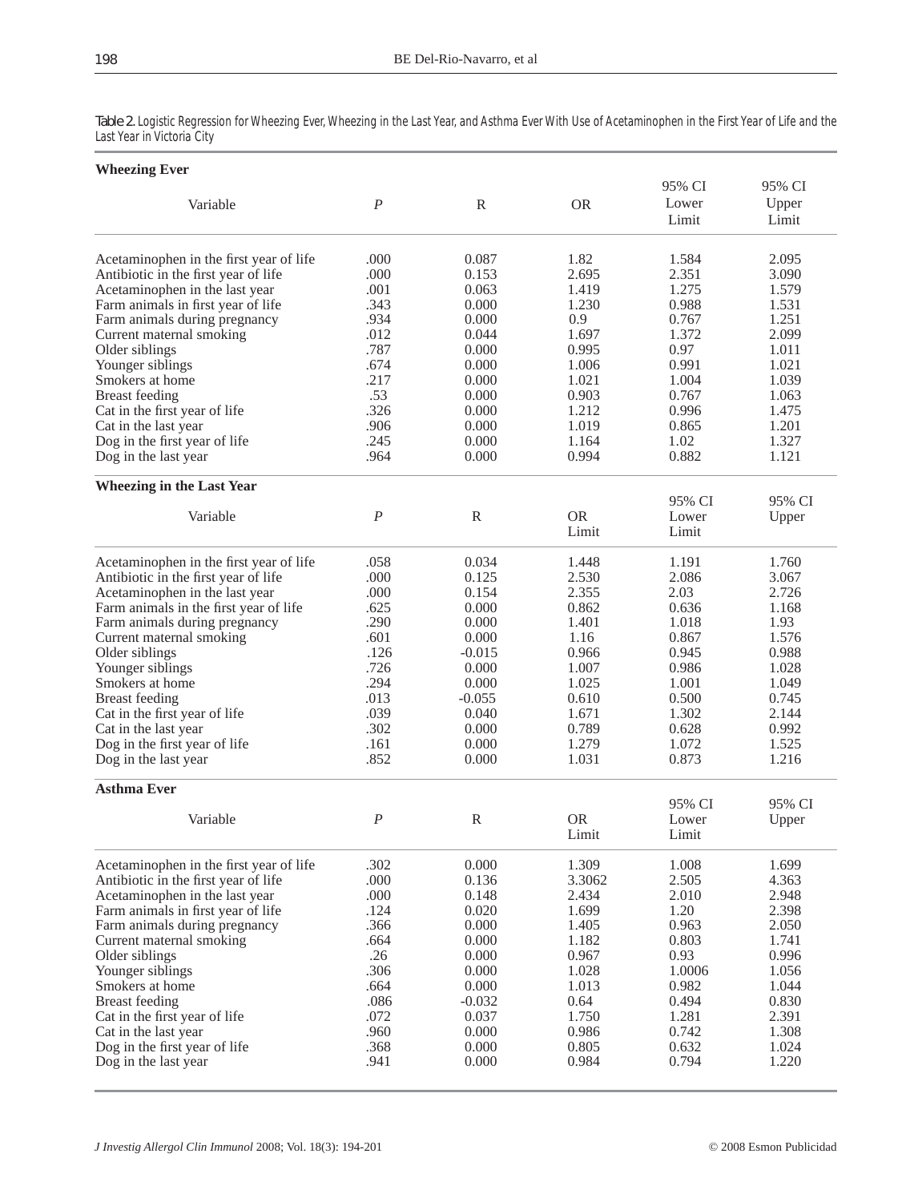**Table 2.** Logistic Regression for Wheezing Ever, Wheezing in the Last Year, and Asthma Ever With Use of Acetaminophen in the First Year of Life and the Last Year in Victoria City

**Wheezing Ever**

| Variable | *P* | R | OR | 95% CI Lower Limit | 95% CI Upper Limit |
|---|---|---|---|---|---|
| Acetaminophen in the first year of life | .000 | 0.087 | 1.82 | 1.584 | 2.095 |
| Antibiotic in the first year of life | .000 | 0.153 | 2.695 | 2.351 | 3.090 |
| Acetaminophen in the last year | .001 | 0.063 | 1.419 | 1.275 | 1.579 |
| Farm animals in first year of life | .343 | 0.000 | 1.230 | 0.988 | 1.531 |
| Farm animals during pregnancy | .934 | 0.000 | 0.9 | 0.767 | 1.251 |
| Current maternal smoking | .012 | 0.044 | 1.697 | 1.372 | 2.099 |
| Older siblings | .787 | 0.000 | 0.995 | 0.97 | 1.011 |
| Younger siblings | .674 | 0.000 | 1.006 | 0.991 | 1.021 |
| Smokers at home | .217 | 0.000 | 1.021 | 1.004 | 1.039 |
| Breast feeding | .53 | 0.000 | 0.903 | 0.767 | 1.063 |
| Cat in the first year of life | .326 | 0.000 | 1.212 | 0.996 | 1.475 |
| Cat in the last year | .906 | 0.000 | 1.019 | 0.865 | 1.201 |
| Dog in the first year of life | .245 | 0.000 | 1.164 | 1.02 | 1.327 |
| Dog in the last year | .964 | 0.000 | 0.994 | 0.882 | 1.121 |

**Wheezing in the Last Year**

| Variable | *P* | R | OR Limit | 95% CI Lower Limit | 95% CI Upper |
|---|---|---|---|---|---|
| Acetaminophen in the first year of life | .058 | 0.034 | 1.448 | 1.191 | 1.760 |
| Antibiotic in the first year of life | .000 | 0.125 | 2.530 | 2.086 | 3.067 |
| Acetaminophen in the last year | .000 | 0.154 | 2.355 | 2.03 | 2.726 |
| Farm animals in the first year of life | .625 | 0.000 | 0.862 | 0.636 | 1.168 |
| Farm animals during pregnancy | .290 | 0.000 | 1.401 | 1.018 | 1.93 |
| Current maternal smoking | .601 | 0.000 | 1.16 | 0.867 | 1.576 |
| Older siblings | .126 | -0.015 | 0.966 | 0.945 | 0.988 |
| Younger siblings | .726 | 0.000 | 1.007 | 0.986 | 1.028 |
| Smokers at home | .294 | 0.000 | 1.025 | 1.001 | 1.049 |
| Breast feeding | .013 | -0.055 | 0.610 | 0.500 | 0.745 |
| Cat in the first year of life | .039 | 0.040 | 1.671 | 1.302 | 2.144 |
| Cat in the last year | .302 | 0.000 | 0.789 | 0.628 | 0.992 |
| Dog in the first year of life | .161 | 0.000 | 1.279 | 1.072 | 1.525 |
| Dog in the last year | .852 | 0.000 | 1.031 | 0.873 | 1.216 |

**Asthma Ever**

| Variable | *P* | R | OR Limit | 95% CI Lower Limit | 95% CI Upper |
|---|---|---|---|---|---|
| Acetaminophen in the first year of life | .302 | 0.000 | 1.309 | 1.008 | 1.699 |
| Antibiotic in the first year of life | .000 | 0.136 | 3.3062 | 2.505 | 4.363 |
| Acetaminophen in the last year | .000 | 0.148 | 2.434 | 2.010 | 2.948 |
| Farm animals in first year of life | .124 | 0.020 | 1.699 | 1.20 | 2.398 |
| Farm animals during pregnancy | .366 | 0.000 | 1.405 | 0.963 | 2.050 |
| Current maternal smoking | .664 | 0.000 | 1.182 | 0.803 | 1.741 |
| Older siblings | .26 | 0.000 | 0.967 | 0.93 | 0.996 |
| Younger siblings | .306 | 0.000 | 1.028 | 1.0006 | 1.056 |
| Smokers at home | .664 | 0.000 | 1.013 | 0.982 | 1.044 |
| Breast feeding | .086 | -0.032 | 0.64 | 0.494 | 0.830 |
| Cat in the first year of life | .072 | 0.037 | 1.750 | 1.281 | 2.391 |
| Cat in the last year | .960 | 0.000 | 0.986 | 0.742 | 1.308 |
| Dog in the first year of life | .368 | 0.000 | 0.805 | 0.632 | 1.024 |
| Dog in the last year | .941 | 0.000 | 0.984 | 0.794 | 1.220 |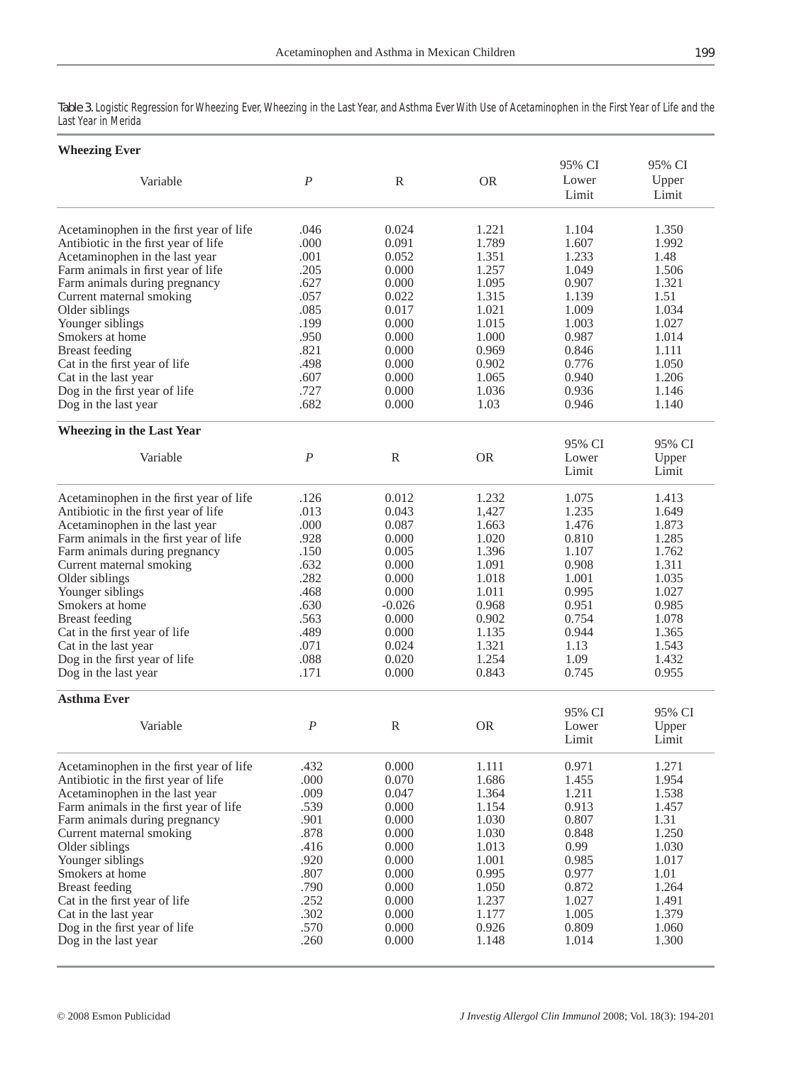Table 3. Logistic Regression for Wheezing Ever, Wheezing in the Last Year, and Asthma Ever With Use of Acetaminophen in the First Year of Life and the Last Year in Merida

| **Wheezing Ever** | | | | | |
|---|---|---|---|---|---|
| Variable | *P* | R | OR | 95% CI Lower Limit | 95% CI Upper Limit |
| Acetaminophen in the first year of life | .046 | 0.024 | 1.221 | 1.104 | 1.350 |
| Antibiotic in the first year of life | .000 | 0.091 | 1.789 | 1.607 | 1.992 |
| Acetaminophen in the last year | .001 | 0.052 | 1.351 | 1.233 | 1.48 |
| Farm animals in first year of life | .205 | 0.000 | 1.257 | 1.049 | 1.506 |
| Farm animals during pregnancy | .627 | 0.000 | 1.095 | 0.907 | 1.321 |
| Current maternal smoking | .057 | 0.022 | 1.315 | 1.139 | 1.51 |
| Older siblings | .085 | 0.017 | 1.021 | 1.009 | 1.034 |
| Younger siblings | .199 | 0.000 | 1.015 | 1.003 | 1.027 |
| Smokers at home | .950 | 0.000 | 1.000 | 0.987 | 1.014 |
| Breast feeding | .821 | 0.000 | 0.969 | 0.846 | 1.111 |
| Cat in the first year of life | .498 | 0.000 | 0.902 | 0.776 | 1.050 |
| Cat in the last year | .607 | 0.000 | 1.065 | 0.940 | 1.206 |
| Dog in the first year of life | .727 | 0.000 | 1.036 | 0.936 | 1.146 |
| Dog in the last year | .682 | 0.000 | 1.03 | 0.946 | 1.140 |
| **Wheezing in the Last Year** | | | | | |
| Variable | *P* | R | OR | 95% CI Lower Limit | 95% CI Upper Limit |
| Acetaminophen in the first year of life | .126 | 0.012 | 1.232 | 1.075 | 1.413 |
| Antibiotic in the first year of life | .013 | 0.043 | 1,427 | 1.235 | 1.649 |
| Acetaminophen in the last year | .000 | 0.087 | 1.663 | 1.476 | 1.873 |
| Farm animals in the first year of life | .928 | 0.000 | 1.020 | 0.810 | 1.285 |
| Farm animals during pregnancy | .150 | 0.005 | 1.396 | 1.107 | 1.762 |
| Current maternal smoking | .632 | 0.000 | 1.091 | 0.908 | 1.311 |
| Older siblings | .282 | 0.000 | 1.018 | 1.001 | 1.035 |
| Younger siblings | .468 | 0.000 | 1.011 | 0.995 | 1.027 |
| Smokers at home | .630 | -0.026 | 0.968 | 0.951 | 0.985 |
| Breast feeding | .563 | 0.000 | 0.902 | 0.754 | 1.078 |
| Cat in the first year of life | .489 | 0.000 | 1.135 | 0.944 | 1.365 |
| Cat in the last year | .071 | 0.024 | 1.321 | 1.13 | 1.543 |
| Dog in the first year of life | .088 | 0.020 | 1.254 | 1.09 | 1.432 |
| Dog in the last year | .171 | 0.000 | 0.843 | 0.745 | 0.955 |
| **Asthma Ever** | | | | | |
| Variable | *P* | R | OR | 95% CI Lower Limit | 95% CI Upper Limit |
| Acetaminophen in the first year of life | .432 | 0.000 | 1.111 | 0.971 | 1.271 |
| Antibiotic in the first year of life | .000 | 0.070 | 1.686 | 1.455 | 1.954 |
| Acetaminophen in the last year | .009 | 0.047 | 1.364 | 1.211 | 1.538 |
| Farm animals in the first year of life | .539 | 0.000 | 1.154 | 0.913 | 1.457 |
| Farm animals during pregnancy | .901 | 0.000 | 1.030 | 0.807 | 1.31 |
| Current maternal smoking | .878 | 0.000 | 1.030 | 0.848 | 1.250 |
| Older siblings | .416 | 0.000 | 1.013 | 0.99 | 1.030 |
| Younger siblings | .920 | 0.000 | 1.001 | 0.985 | 1.017 |
| Smokers at home | .807 | 0.000 | 0.995 | 0.977 | 1.01 |
| Breast feeding | .790 | 0.000 | 1.050 | 0.872 | 1.264 |
| Cat in the first year of life | .252 | 0.000 | 1.237 | 1.027 | 1.491 |
| Cat in the last year | .302 | 0.000 | 1.177 | 1.005 | 1.379 |
| Dog in the first year of life | .570 | 0.000 | 0.926 | 0.809 | 1.060 |
| Dog in the last year | .260 | 0.000 | 1.148 | 1.014 | 1.300 |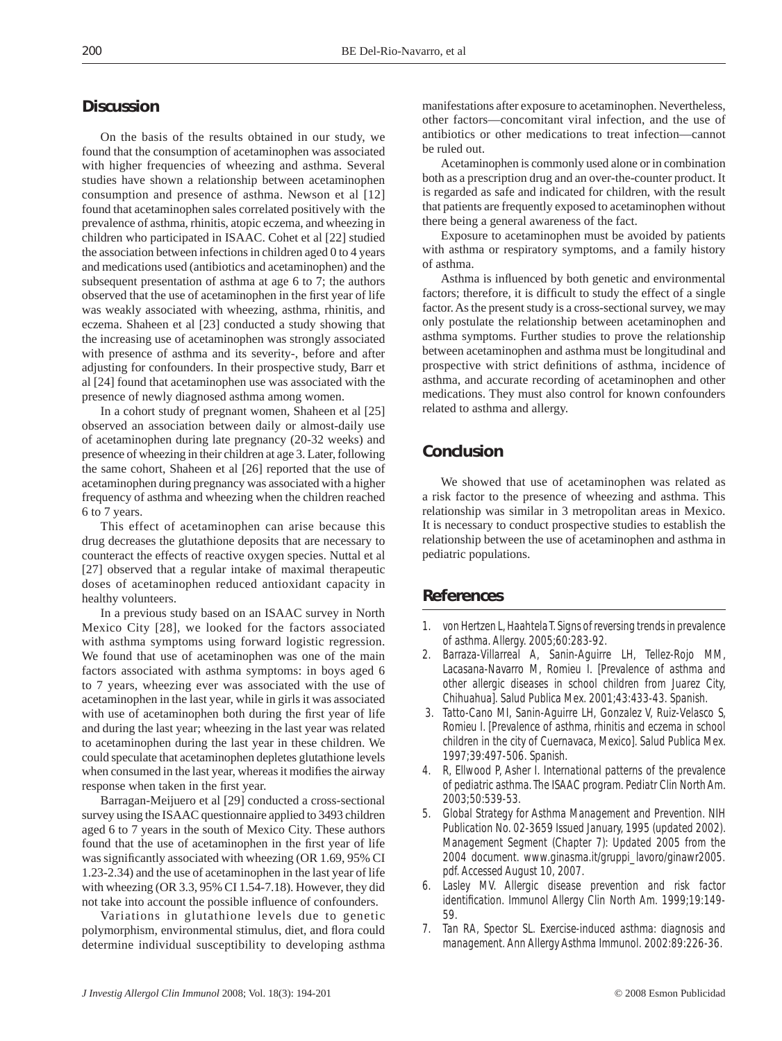## Discussion

On the basis of the results obtained in our study, we found that the consumption of acetaminophen was associated with higher frequencies of wheezing and asthma. Several studies have shown a relationship between acetaminophen consumption and presence of asthma. Newson et al [12] found that acetaminophen sales correlated positively with the prevalence of asthma, rhinitis, atopic eczema, and wheezing in children who participated in ISAAC. Cohet et al [22] studied the association between infections in children aged 0 to 4 years and medications used (antibiotics and acetaminophen) and the subsequent presentation of asthma at age 6 to 7; the authors observed that the use of acetaminophen in the first year of life was weakly associated with wheezing, asthma, rhinitis, and eczema. Shaheen et al [23] conducted a study showing that the increasing use of acetaminophen was strongly associated with presence of asthma and its severity-, before and after adjusting for confounders. In their prospective study, Barr et al [24] found that acetaminophen use was associated with the presence of newly diagnosed asthma among women.

In a cohort study of pregnant women, Shaheen et al [25] observed an association between daily or almost-daily use of acetaminophen during late pregnancy (20-32 weeks) and presence of wheezing in their children at age 3. Later, following the same cohort, Shaheen et al [26] reported that the use of acetaminophen during pregnancy was associated with a higher frequency of asthma and wheezing when the children reached 6 to 7 years.

This effect of acetaminophen can arise because this drug decreases the glutathione deposits that are necessary to counteract the effects of reactive oxygen species. Nuttal et al [27] observed that a regular intake of maximal therapeutic doses of acetaminophen reduced antioxidant capacity in healthy volunteers.

In a previous study based on an ISAAC survey in North Mexico City [28], we looked for the factors associated with asthma symptoms using forward logistic regression. We found that use of acetaminophen was one of the main factors associated with asthma symptoms: in boys aged 6 to 7 years, wheezing ever was associated with the use of acetaminophen in the last year, while in girls it was associated with use of acetaminophen both during the first year of life and during the last year; wheezing in the last year was related to acetaminophen during the last year in these children. We could speculate that acetaminophen depletes glutathione levels when consumed in the last year, whereas it modifies the airway response when taken in the first year.

Barragan-Meijuero et al [29] conducted a cross-sectional survey using the ISAAC questionnaire applied to 3493 children aged 6 to 7 years in the south of Mexico City. These authors found that the use of acetaminophen in the first year of life was significantly associated with wheezing (OR 1.69, 95% CI 1.23-2.34) and the use of acetaminophen in the last year of life with wheezing (OR 3.3, 95% CI 1.54-7.18). However, they did not take into account the possible influence of confounders.

Variations in glutathione levels due to genetic polymorphism, environmental stimulus, diet, and flora could determine individual susceptibility to developing asthma manifestations after exposure to acetaminophen. Nevertheless, other factors—concomitant viral infection, and the use of antibiotics or other medications to treat infection—cannot be ruled out.

Acetaminophen is commonly used alone or in combination both as a prescription drug and an over-the-counter product. It is regarded as safe and indicated for children, with the result that patients are frequently exposed to acetaminophen without there being a general awareness of the fact.

Exposure to acetaminophen must be avoided by patients with asthma or respiratory symptoms, and a family history of asthma.

Asthma is influenced by both genetic and environmental factors; therefore, it is difficult to study the effect of a single factor. As the present study is a cross-sectional survey, we may only postulate the relationship between acetaminophen and asthma symptoms. Further studies to prove the relationship between acetaminophen and asthma must be longitudinal and prospective with strict definitions of asthma, incidence of asthma, and accurate recording of acetaminophen and other medications. They must also control for known confounders related to asthma and allergy.

## Conclusion

We showed that use of acetaminophen was related as a risk factor to the presence of wheezing and asthma. This relationship was similar in 3 metropolitan areas in Mexico. It is necessary to conduct prospective studies to establish the relationship between the use of acetaminophen and asthma in pediatric populations.

## References

1. von Hertzen L, Haahtela T. Signs of reversing trends in prevalence of asthma. Allergy. 2005;60:283-92.
2. Barraza-Villarreal A, Sanin-Aguirre LH, Tellez-Rojo MM, Lacasana-Navarro M, Romieu I. [Prevalence of asthma and other allergic diseases in school children from Juarez City, Chihuahua]. Salud Publica Mex. 2001;43:433-43. Spanish.
3. Tatto-Cano MI, Sanin-Aguirre LH, Gonzalez V, Ruiz-Velasco S, Romieu I. [Prevalence of asthma, rhinitis and eczema in school children in the city of Cuernavaca, Mexico]. Salud Publica Mex. 1997;39:497-506. Spanish.
4. R, Ellwood P, Asher I. International patterns of the prevalence of pediatric asthma. The ISAAC program. Pediatr Clin North Am. 2003;50:539-53.
5. Global Strategy for Asthma Management and Prevention. NIH Publication No. 02-3659 Issued January, 1995 (updated 2002). Management Segment (Chapter 7): Updated 2005 from the 2004 document. www.ginasma.it/gruppi_lavoro/ginawr2005.pdf. Accessed August 10, 2007.
6. Lasley MV. Allergic disease prevention and risk factor identification. Immunol Allergy Clin North Am. 1999;19:149-59.
7. Tan RA, Spector SL. Exercise-induced asthma: diagnosis and management. Ann Allergy Asthma Immunol. 2002:89:226-36.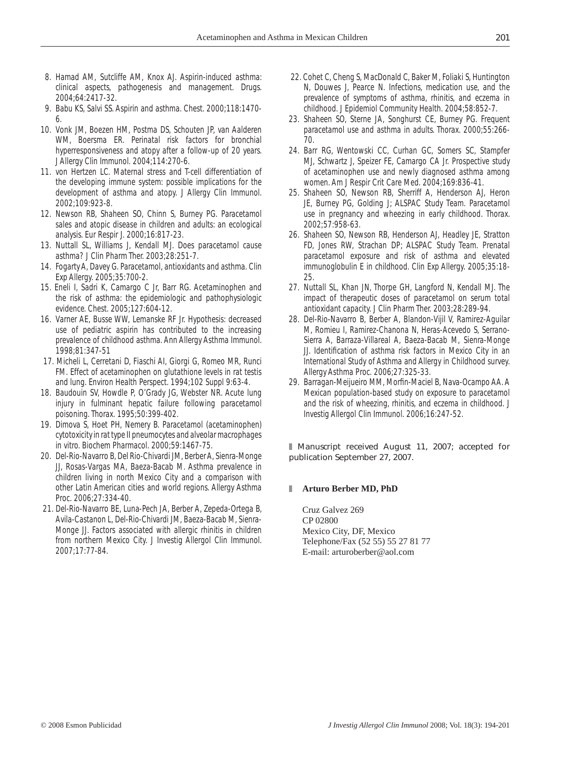8. Hamad AM, Sutcliffe AM, Knox AJ. Aspirin-induced asthma: clinical aspects, pathogenesis and management. Drugs. 2004;64:2417-32.
9. Babu KS, Salvi SS. Aspirin and asthma. Chest. 2000;118:1470-6.
10. Vonk JM, Boezen HM, Postma DS, Schouten JP, van Aalderen WM, Boersma ER. Perinatal risk factors for bronchial hyperresponsiveness and atopy after a follow-up of 20 years. J Allergy Clin Immunol. 2004;114:270-6.
11. von Hertzen LC. Maternal stress and T-cell differentiation of the developing immune system: possible implications for the development of asthma and atopy. J Allergy Clin Immunol. 2002;109:923-8.
12. Newson RB, Shaheen SO, Chinn S, Burney PG. Paracetamol sales and atopic disease in children and adults: an ecological analysis. Eur Respir J. 2000;16:817-23.
13. Nuttall SL, Williams J, Kendall MJ. Does paracetamol cause asthma? J Clin Pharm Ther. 2003;28:251-7.
14. Fogarty A, Davey G. Paracetamol, antioxidants and asthma. Clin Exp Allergy. 2005;35:700-2.
15. Eneli I, Sadri K, Camargo C Jr, Barr RG. Acetaminophen and the risk of asthma: the epidemiologic and pathophysiologic evidence. Chest. 2005;127:604-12.
16. Varner AE, Busse WW, Lemanske RF Jr. Hypothesis: decreased use of pediatric aspirin has contributed to the increasing prevalence of childhood asthma. Ann Allergy Asthma Immunol. 1998;81:347-51
17. Micheli L, Cerretani D, Fiaschi AI, Giorgi G, Romeo MR, Runci FM. Effect of acetaminophen on glutathione levels in rat testis and lung. Environ Health Perspect. 1994;102 Suppl 9:63-4.
18. Baudouin SV, Howdle P, O'Grady JG, Webster NR. Acute lung injury in fulminant hepatic failure following paracetamol poisoning. Thorax. 1995;50:399-402.
19. Dimova S, Hoet PH, Nemery B. Paracetamol (acetaminophen) cytotoxicity in rat type II pneumocytes and alveolar macrophages in vitro. Biochem Pharmacol. 2000;59:1467-75.
20. Del-Rio-Navarro B, Del Rio-Chivardi JM, Berber A, Sienra-Monge JJ, Rosas-Vargas MA, Baeza-Bacab M. Asthma prevalence in children living in north Mexico City and a comparison with other Latin American cities and world regions. Allergy Asthma Proc. 2006;27:334-40.
21. Del-Rio-Navarro BE, Luna-Pech JA, Berber A, Zepeda-Ortega B, Avila-Castanon L, Del-Rio-Chivardi JM, Baeza-Bacab M, Sienra-Monge JJ. Factors associated with allergic rhinitis in children from northern Mexico City. J Investig Allergol Clin Immunol. 2007;17:77-84.
22. Cohet C, Cheng S, MacDonald C, Baker M, Foliaki S, Huntington N, Douwes J, Pearce N. Infections, medication use, and the prevalence of symptoms of asthma, rhinitis, and eczema in childhood. J Epidemiol Community Health. 2004;58:852-7.
23. Shaheen SO, Sterne JA, Songhurst CE, Burney PG. Frequent paracetamol use and asthma in adults. Thorax. 2000;55:266-70.
24. Barr RG, Wentowski CC, Curhan GC, Somers SC, Stampfer MJ, Schwartz J, Speizer FE, Camargo CA Jr. Prospective study of acetaminophen use and newly diagnosed asthma among women. Am J Respir Crit Care Med. 2004;169:836-41.
25. Shaheen SO, Newson RB, Sherriff A, Henderson AJ, Heron JE, Burney PG, Golding J; ALSPAC Study Team. Paracetamol use in pregnancy and wheezing in early childhood. Thorax. 2002;57:958-63.
26. Shaheen SO, Newson RB, Henderson AJ, Headley JE, Stratton FD, Jones RW, Strachan DP; ALSPAC Study Team. Prenatal paracetamol exposure and risk of asthma and elevated immunoglobulin E in childhood. Clin Exp Allergy. 2005;35:18-25.
27. Nuttall SL, Khan JN, Thorpe GH, Langford N, Kendall MJ. The impact of therapeutic doses of paracetamol on serum total antioxidant capacity. J Clin Pharm Ther. 2003;28:289-94.
28. Del-Rio-Navarro B, Berber A, Blandon-Vijil V, Ramirez-Aguilar M, Romieu I, Ramirez-Chanona N, Heras-Acevedo S, Serrano-Sierra A, Barraza-Villareal A, Baeza-Bacab M, Sienra-Monge JJ. Identification of asthma risk factors in Mexico City in an International Study of Asthma and Allergy in Childhood survey. Allergy Asthma Proc. 2006;27:325-33.
29. Barragan-Meijueiro MM, Morfin-Maciel B, Nava-Ocampo AA. A Mexican population-based study on exposure to paracetamol and the risk of wheezing, rhinitis, and eczema in childhood. J Investig Allergol Clin Immunol. 2006;16:247-52.

Manuscript received August 11, 2007; accepted for publication September 27, 2007.

**Arturo Berber MD, PhD**

Cruz Galvez 269
CP 02800
Mexico City, DF, Mexico
Telephone/Fax (52 55) 55 27 81 77
E-mail: arturoberber@aol.com